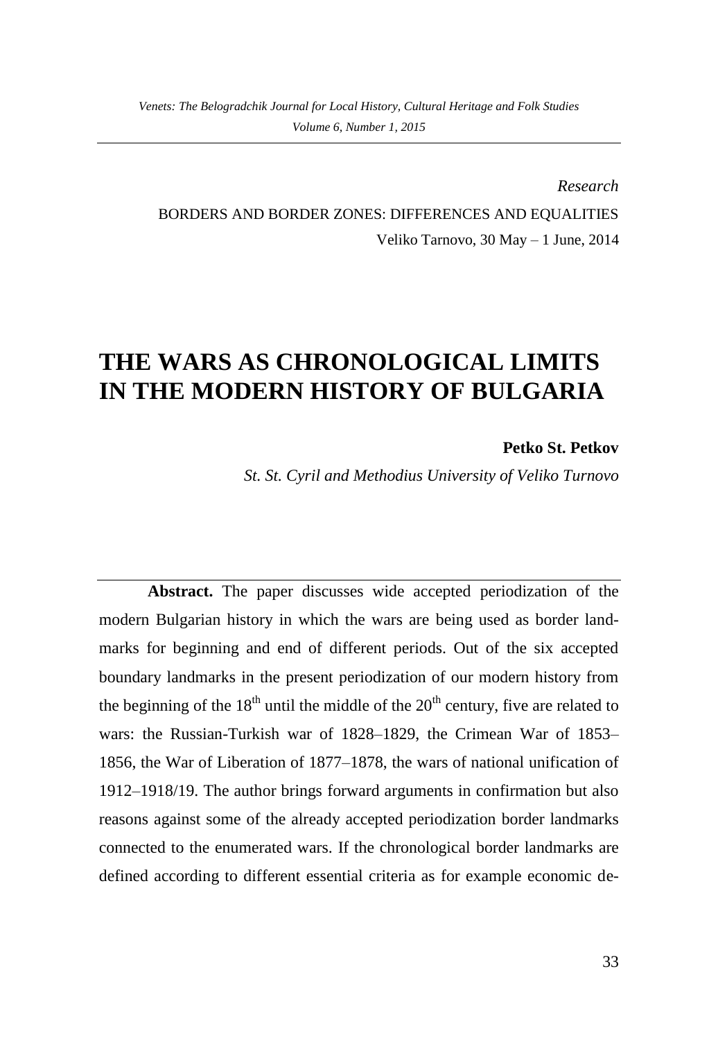*Research*

BORDERS AND BORDER ZONES: DIFFERENCES AND EQUALITIES

Veliko Tarnovo, 30 May – 1 June, 2014

# THE WARS AS CHRONOLOGICAL LIMITS IN THE MODERN HISTORY OF BULGARIA

**Petko St. Petkov**

*St. St. Cyril and Methodius University of Veliko Turnovo*

**Abstract.** The paper discusses wide accepted periodization of the modern Bulgarian history in which the wars are being used as border landmarks for beginning and end of different periods. Out of the six accepted boundary landmarks in the present periodization of our modern history from the beginning of the 18th until the middle of the 20th century, five are related to wars: the Russian-Turkish war of 1828–1829, the Crimean War of 1853–1856, the War of Liberation of 1877–1878, the wars of national unification of 1912–1918/19. The author brings forward arguments in confirmation but also reasons against some of the already accepted periodization border landmarks connected to the enumerated wars. If the chronological border landmarks are defined according to different essential criteria as for example economic de-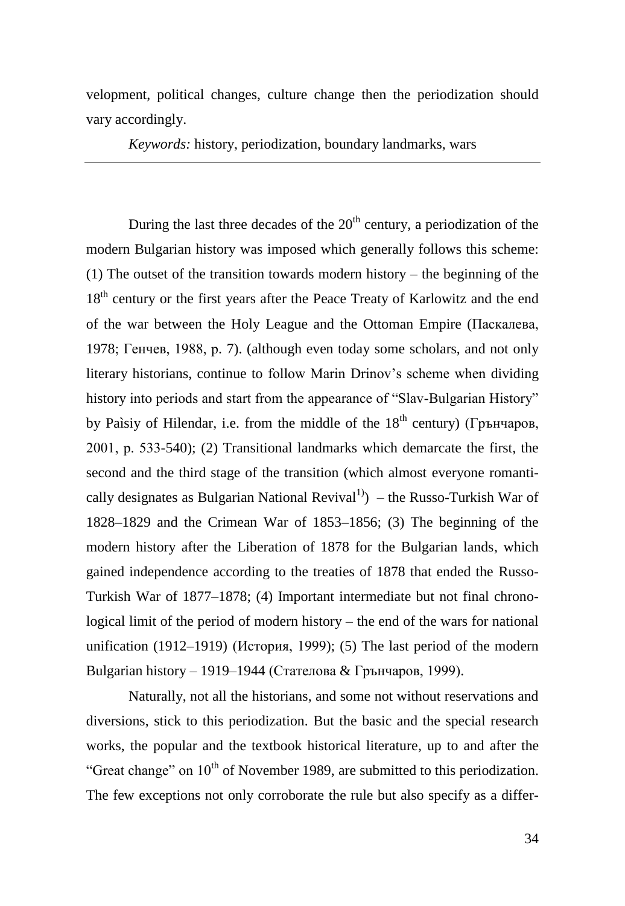velopment, political changes, culture change then the periodization should vary accordingly.

*Keywords:* history, periodization, boundary landmarks, wars

---

During the last three decades of the $20^{th}$ century, a periodization of the modern Bulgarian history was imposed which generally follows this scheme: (1) The outset of the transition towards modern history – the beginning of the $18^{th}$ century or the first years after the Peace Treaty of Karlowitz and the end of the war between the Holy League and the Ottoman Empire (Паскалева, 1978; Генчев, 1988, p. 7). (although even today some scholars, and not only literary historians, continue to follow Marin Drinov's scheme when dividing history into periods and start from the appearance of "Slav-Bulgarian History" by Paìsiy of Hilendar, i.e. from the middle of the $18^{th}$ century) (Грънчаров, 2001, p. 533-540); (2) Transitional landmarks which demarcate the first, the second and the third stage of the transition (which almost everyone romantically designates as Bulgarian National Revival[1)]) – the Russo-Turkish War of 1828–1829 and the Crimean War of 1853–1856; (3) The beginning of the modern history after the Liberation of 1878 for the Bulgarian lands, which gained independence according to the treaties of 1878 that ended the Russo-Turkish War of 1877–1878; (4) Important intermediate but not final chronological limit of the period of modern history – the end of the wars for national unification (1912–1919) (История, 1999); (5) The last period of the modern Bulgarian history – 1919–1944 (Стателова & Грънчаров, 1999).

Naturally, not all the historians, and some not without reservations and diversions, stick to this periodization. But the basic and the special research works, the popular and the textbook historical literature, up to and after the "Great change" on $10^{th}$ of November 1989, are submitted to this periodization. The few exceptions not only corroborate the rule but also specify as a differ-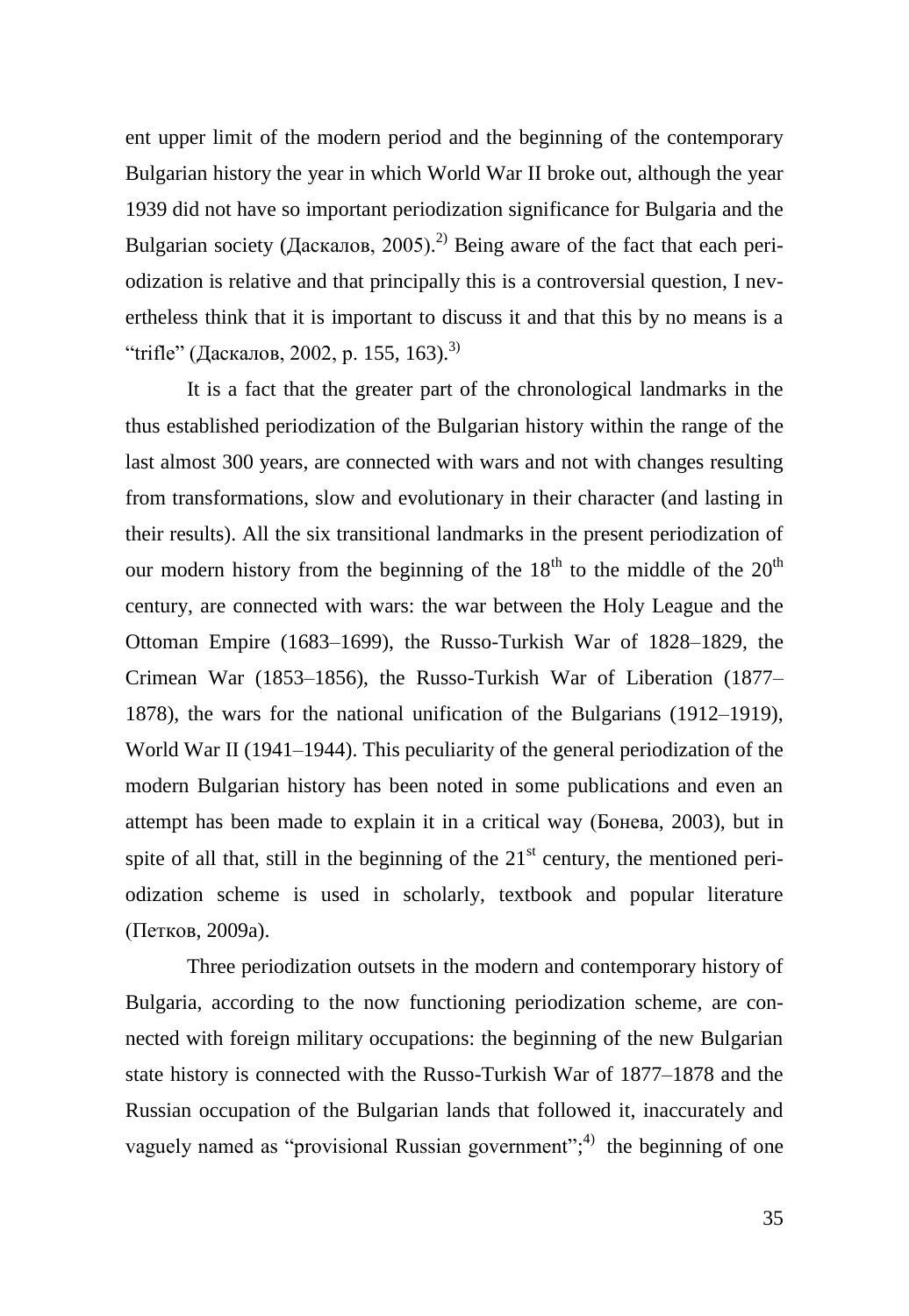ent upper limit of the modern period and the beginning of the contemporary Bulgarian history the year in which World War II broke out, although the year 1939 did not have so important periodization significance for Bulgaria and the Bulgarian society (Даскалов, 2005).[2)] Being aware of the fact that each periodization is relative and that principally this is a controversial question, I nevertheless think that it is important to discuss it and that this by no means is a "trifle" (Даскалов, 2002, p. 155, 163).[3)]

It is a fact that the greater part of the chronological landmarks in the thus established periodization of the Bulgarian history within the range of the last almost 300 years, are connected with wars and not with changes resulting from transformations, slow and evolutionary in their character (and lasting in their results). All the six transitional landmarks in the present periodization of our modern history from the beginning of the 18th to the middle of the 20th century, are connected with wars: the war between the Holy League and the Ottoman Empire (1683–1699), the Russo-Turkish War of 1828–1829, the Crimean War (1853–1856), the Russo-Turkish War of Liberation (1877–1878), the wars for the national unification of the Bulgarians (1912–1919), World War II (1941–1944). This peculiarity of the general periodization of the modern Bulgarian history has been noted in some publications and even an attempt has been made to explain it in a critical way (Бонева, 2003), but in spite of all that, still in the beginning of the 21st century, the mentioned periodization scheme is used in scholarly, textbook and popular literature (Петков, 2009a).

Three periodization outsets in the modern and contemporary history of Bulgaria, according to the now functioning periodization scheme, are connected with foreign military occupations: the beginning of the new Bulgarian state history is connected with the Russo-Turkish War of 1877–1878 and the Russian occupation of the Bulgarian lands that followed it, inaccurately and vaguely named as "provisional Russian government";[4)] the beginning of one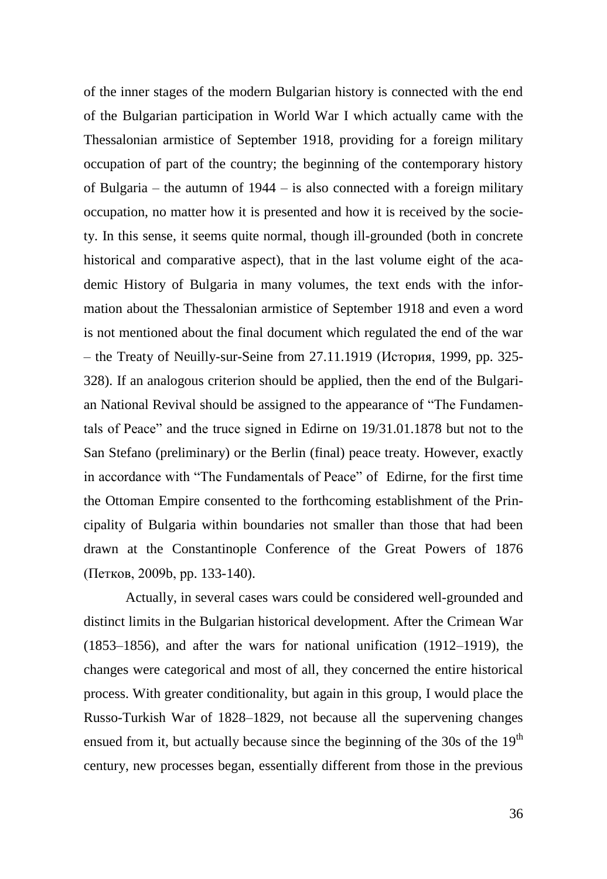of the inner stages of the modern Bulgarian history is connected with the end of the Bulgarian participation in World War I which actually came with the Thessalonian armistice of September 1918, providing for a foreign military occupation of part of the country; the beginning of the contemporary history of Bulgaria – the autumn of 1944 – is also connected with a foreign military occupation, no matter how it is presented and how it is received by the society. In this sense, it seems quite normal, though ill-grounded (both in concrete historical and comparative aspect), that in the last volume eight of the academic History of Bulgaria in many volumes, the text ends with the information about the Thessalonian armistice of September 1918 and even a word is not mentioned about the final document which regulated the end of the war – the Treaty of Neuilly-sur-Seine from 27.11.1919 (История, 1999, pp. 325-328). If an analogous criterion should be applied, then the end of the Bulgarian National Revival should be assigned to the appearance of "The Fundamentals of Peace" and the truce signed in Edirne on 19/31.01.1878 but not to the San Stefano (preliminary) or the Berlin (final) peace treaty. However, exactly in accordance with "The Fundamentals of Peace" of Edirne, for the first time the Ottoman Empire consented to the forthcoming establishment of the Principality of Bulgaria within boundaries not smaller than those that had been drawn at the Constantinople Conference of the Great Powers of 1876 (Петков, 2009b, pp. 133-140).

Actually, in several cases wars could be considered well-grounded and distinct limits in the Bulgarian historical development. After the Crimean War (1853–1856), and after the wars for national unification (1912–1919), the changes were categorical and most of all, they concerned the entire historical process. With greater conditionality, but again in this group, I would place the Russo-Turkish War of 1828–1829, not because all the supervening changes ensued from it, but actually because since the beginning of the 30s of the 19th century, new processes began, essentially different from those in the previous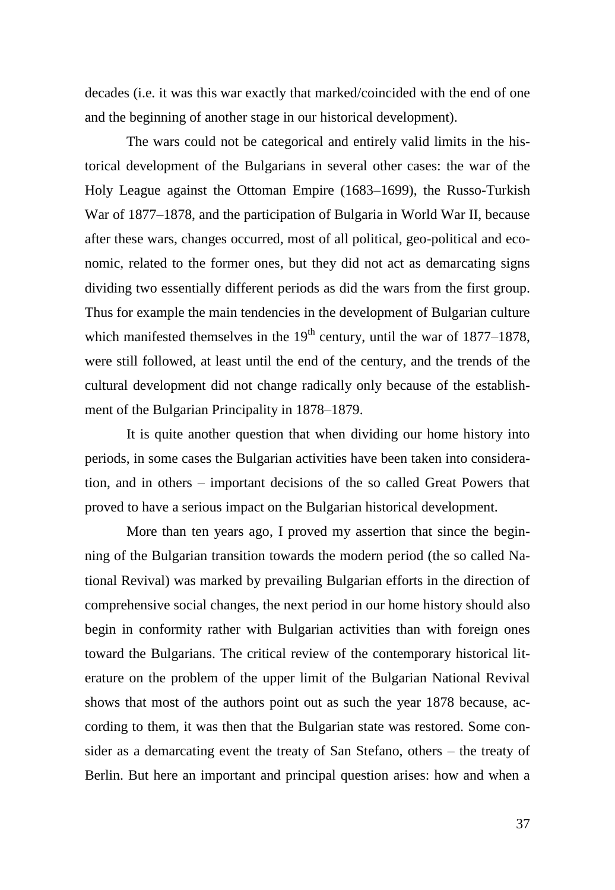decades (i.e. it was this war exactly that marked/coincided with the end of one and the beginning of another stage in our historical development).

The wars could not be categorical and entirely valid limits in the historical development of the Bulgarians in several other cases: the war of the Holy League against the Ottoman Empire (1683–1699), the Russo-Turkish War of 1877–1878, and the participation of Bulgaria in World War II, because after these wars, changes occurred, most of all political, geo-political and economic, related to the former ones, but they did not act as demarcating signs dividing two essentially different periods as did the wars from the first group. Thus for example the main tendencies in the development of Bulgarian culture which manifested themselves in the $19^{th}$ century, until the war of 1877–1878, were still followed, at least until the end of the century, and the trends of the cultural development did not change radically only because of the establishment of the Bulgarian Principality in 1878–1879.

It is quite another question that when dividing our home history into periods, in some cases the Bulgarian activities have been taken into consideration, and in others – important decisions of the so called Great Powers that proved to have a serious impact on the Bulgarian historical development.

More than ten years ago, I proved my assertion that since the beginning of the Bulgarian transition towards the modern period (the so called National Revival) was marked by prevailing Bulgarian efforts in the direction of comprehensive social changes, the next period in our home history should also begin in conformity rather with Bulgarian activities than with foreign ones toward the Bulgarians. The critical review of the contemporary historical literature on the problem of the upper limit of the Bulgarian National Revival shows that most of the authors point out as such the year 1878 because, according to them, it was then that the Bulgarian state was restored. Some consider as a demarcating event the treaty of San Stefano, others – the treaty of Berlin. But here an important and principal question arises: how and when a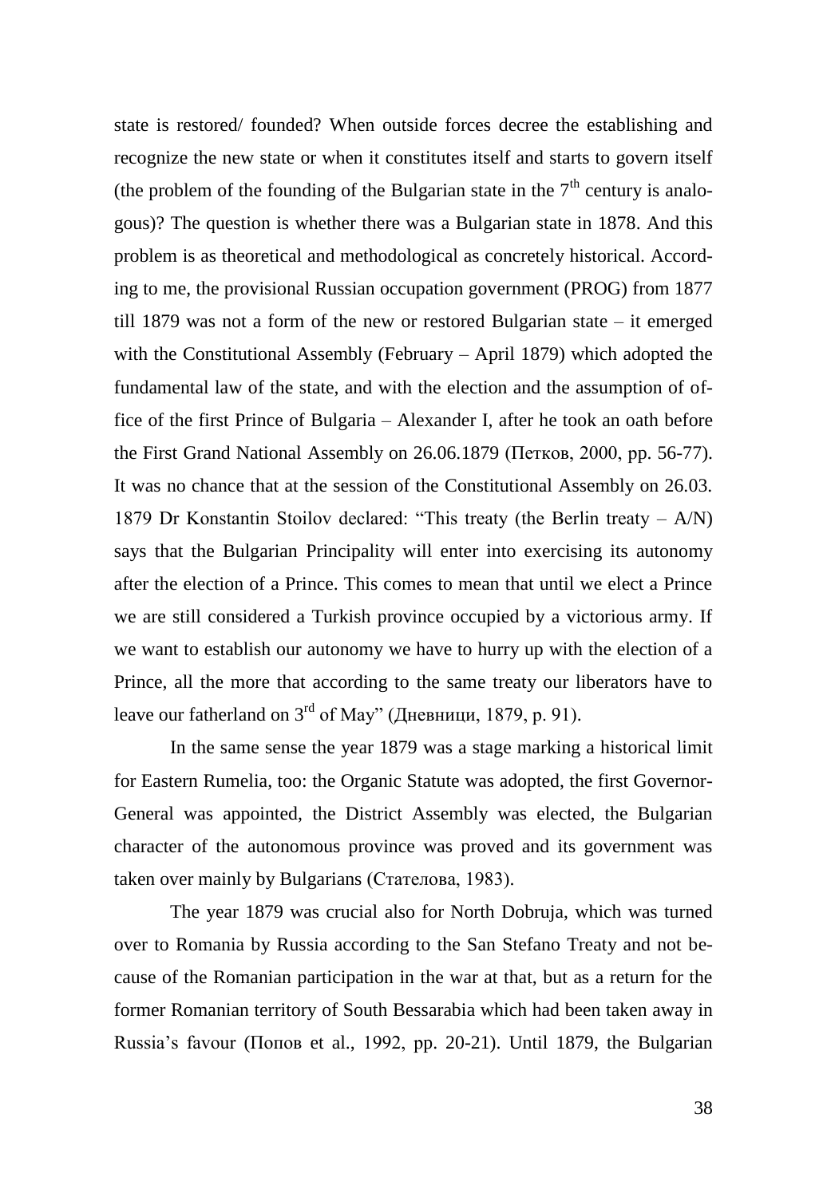state is restored/ founded? When outside forces decree the establishing and recognize the new state or when it constitutes itself and starts to govern itself (the problem of the founding of the Bulgarian state in the 7th century is analogous)? The question is whether there was a Bulgarian state in 1878. And this problem is as theoretical and methodological as concretely historical. According to me, the provisional Russian occupation government (PROG) from 1877 till 1879 was not a form of the new or restored Bulgarian state – it emerged with the Constitutional Assembly (February – April 1879) which adopted the fundamental law of the state, and with the election and the assumption of office of the first Prince of Bulgaria – Alexander I, after he took an oath before the First Grand National Assembly on 26.06.1879 (Петков, 2000, pp. 56-77). It was no chance that at the session of the Constitutional Assembly on 26.03. 1879 Dr Konstantin Stoilov declared: "This treaty (the Berlin treaty – A/N) says that the Bulgarian Principality will enter into exercising its autonomy after the election of a Prince. This comes to mean that until we elect a Prince we are still considered a Turkish province occupied by a victorious army. If we want to establish our autonomy we have to hurry up with the election of a Prince, all the more that according to the same treaty our liberators have to leave our fatherland on 3rd of May" (Дневници, 1879, p. 91).

In the same sense the year 1879 was a stage marking a historical limit for Eastern Rumelia, too: the Organic Statute was adopted, the first Governor-General was appointed, the District Assembly was elected, the Bulgarian character of the autonomous province was proved and its government was taken over mainly by Bulgarians (Стателова, 1983).

The year 1879 was crucial also for North Dobruja, which was turned over to Romania by Russia according to the San Stefano Treaty and not because of the Romanian participation in the war at that, but as a return for the former Romanian territory of South Bessarabia which had been taken away in Russia's favour (Попов et al., 1992, pp. 20-21). Until 1879, the Bulgarian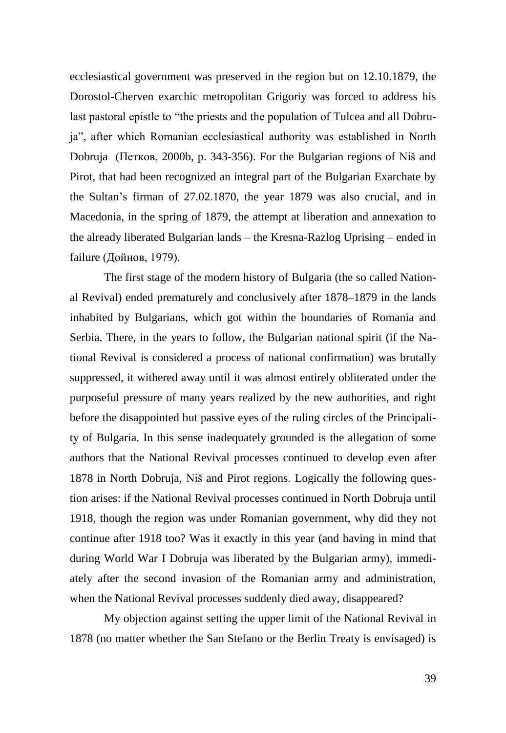ecclesiastical government was preserved in the region but on 12.10.1879, the Dorostol-Cherven exarchic metropolitan Grigoriy was forced to address his last pastoral epistle to "the priests and the population of Tulcea and all Dobruja", after which Romanian ecclesiastical authority was established in North Dobruja (Петков, 2000b, p. 343-356). For the Bulgarian regions of Niš and Pirot, that had been recognized an integral part of the Bulgarian Exarchate by the Sultan's firman of 27.02.1870, the year 1879 was also crucial, and in Macedonia, in the spring of 1879, the attempt at liberation and annexation to the already liberated Bulgarian lands – the Kresna-Razlog Uprising – ended in failure (Дойнов, 1979).

The first stage of the modern history of Bulgaria (the so called National Revival) ended prematurely and conclusively after 1878–1879 in the lands inhabited by Bulgarians, which got within the boundaries of Romania and Serbia. There, in the years to follow, the Bulgarian national spirit (if the National Revival is considered a process of national confirmation) was brutally suppressed, it withered away until it was almost entirely obliterated under the purposeful pressure of many years realized by the new authorities, and right before the disappointed but passive eyes of the ruling circles of the Principality of Bulgaria. In this sense inadequately grounded is the allegation of some authors that the National Revival processes continued to develop even after 1878 in North Dobruja, Niš and Pirot regions. Logically the following question arises: if the National Revival processes continued in North Dobruja until 1918, though the region was under Romanian government, why did they not continue after 1918 too? Was it exactly in this year (and having in mind that during World War I Dobruja was liberated by the Bulgarian army), immediately after the second invasion of the Romanian army and administration, when the National Revival processes suddenly died away, disappeared?

My objection against setting the upper limit of the National Revival in 1878 (no matter whether the San Stefano or the Berlin Treaty is envisaged) is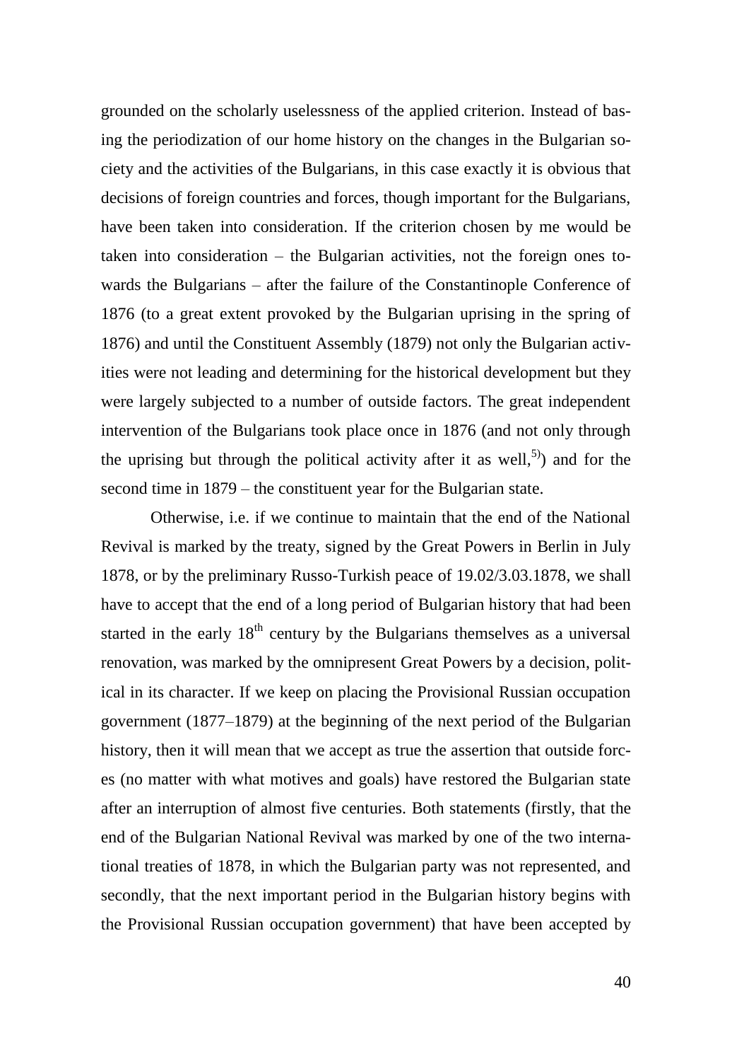grounded on the scholarly uselessness of the applied criterion. Instead of basing the periodization of our home history on the changes in the Bulgarian society and the activities of the Bulgarians, in this case exactly it is obvious that decisions of foreign countries and forces, though important for the Bulgarians, have been taken into consideration. If the criterion chosen by me would be taken into consideration – the Bulgarian activities, not the foreign ones towards the Bulgarians – after the failure of the Constantinople Conference of 1876 (to a great extent provoked by the Bulgarian uprising in the spring of 1876) and until the Constituent Assembly (1879) not only the Bulgarian activities were not leading and determining for the historical development but they were largely subjected to a number of outside factors. The great independent intervention of the Bulgarians took place once in 1876 (and not only through the uprising but through the political activity after it as well,[5)]) and for the second time in 1879 – the constituent year for the Bulgarian state.

Otherwise, i.e. if we continue to maintain that the end of the National Revival is marked by the treaty, signed by the Great Powers in Berlin in July 1878, or by the preliminary Russo-Turkish peace of 19.02/3.03.1878, we shall have to accept that the end of a long period of Bulgarian history that had been started in the early $18^{th}$ century by the Bulgarians themselves as a universal renovation, was marked by the omnipresent Great Powers by a decision, political in its character. If we keep on placing the Provisional Russian occupation government (1877–1879) at the beginning of the next period of the Bulgarian history, then it will mean that we accept as true the assertion that outside forces (no matter with what motives and goals) have restored the Bulgarian state after an interruption of almost five centuries. Both statements (firstly, that the end of the Bulgarian National Revival was marked by one of the two international treaties of 1878, in which the Bulgarian party was not represented, and secondly, that the next important period in the Bulgarian history begins with the Provisional Russian occupation government) that have been accepted by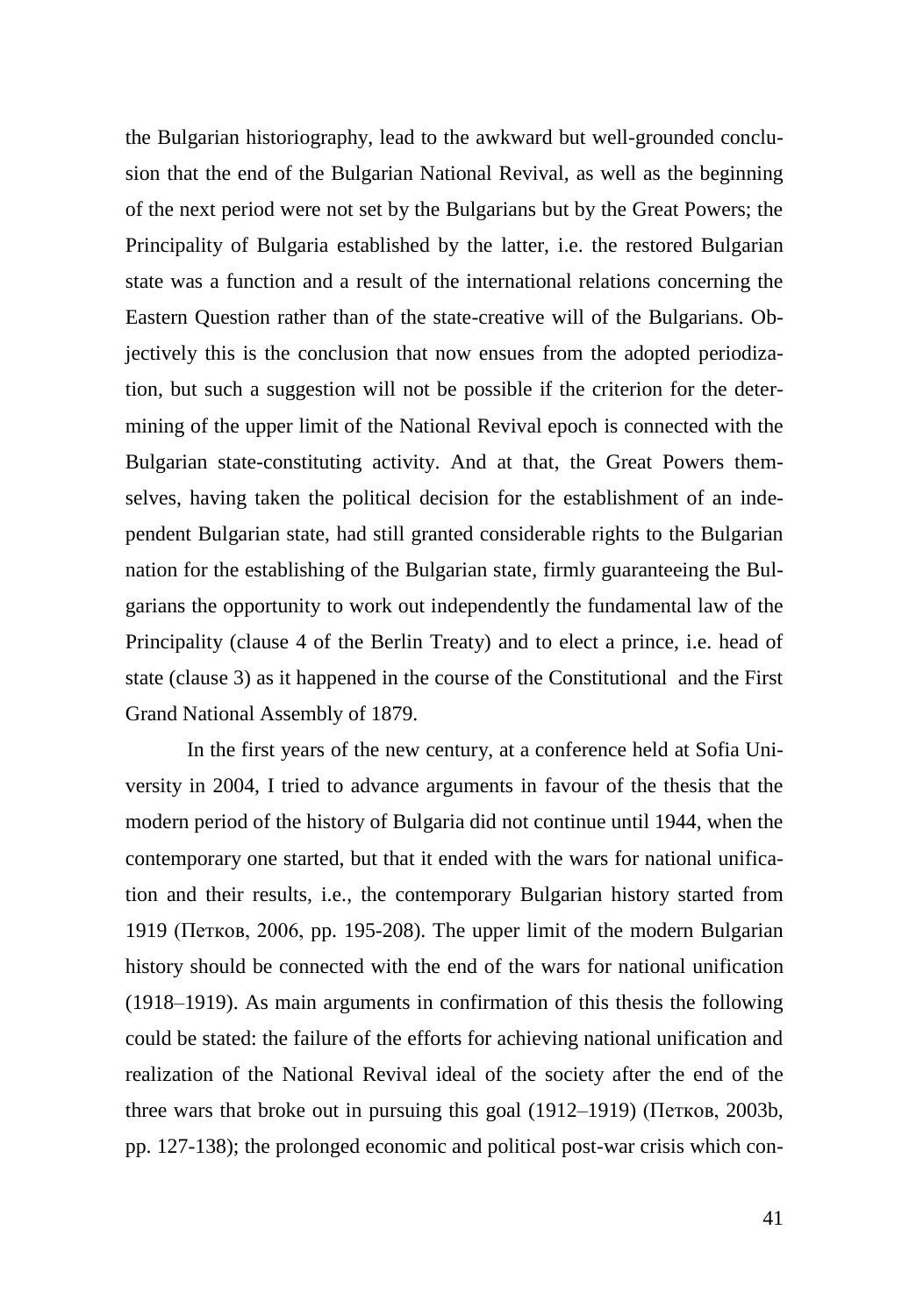the Bulgarian historiography, lead to the awkward but well-grounded conclusion that the end of the Bulgarian National Revival, as well as the beginning of the next period were not set by the Bulgarians but by the Great Powers; the Principality of Bulgaria established by the latter, i.e. the restored Bulgarian state was a function and a result of the international relations concerning the Eastern Question rather than of the state-creative will of the Bulgarians. Objectively this is the conclusion that now ensues from the adopted periodization, but such a suggestion will not be possible if the criterion for the determining of the upper limit of the National Revival epoch is connected with the Bulgarian state-constituting activity. And at that, the Great Powers themselves, having taken the political decision for the establishment of an independent Bulgarian state, had still granted considerable rights to the Bulgarian nation for the establishing of the Bulgarian state, firmly guaranteeing the Bulgarians the opportunity to work out independently the fundamental law of the Principality (clause 4 of the Berlin Treaty) and to elect a prince, i.e. head of state (clause 3) as it happened in the course of the Constitutional and the First Grand National Assembly of 1879.

In the first years of the new century, at a conference held at Sofia University in 2004, I tried to advance arguments in favour of the thesis that the modern period of the history of Bulgaria did not continue until 1944, when the contemporary one started, but that it ended with the wars for national unification and their results, i.e., the contemporary Bulgarian history started from 1919 (Петков, 2006, pp. 195-208). The upper limit of the modern Bulgarian history should be connected with the end of the wars for national unification (1918–1919). As main arguments in confirmation of this thesis the following could be stated: the failure of the efforts for achieving national unification and realization of the National Revival ideal of the society after the end of the three wars that broke out in pursuing this goal (1912–1919) (Петков, 2003b, pp. 127-138); the prolonged economic and political post-war crisis which con-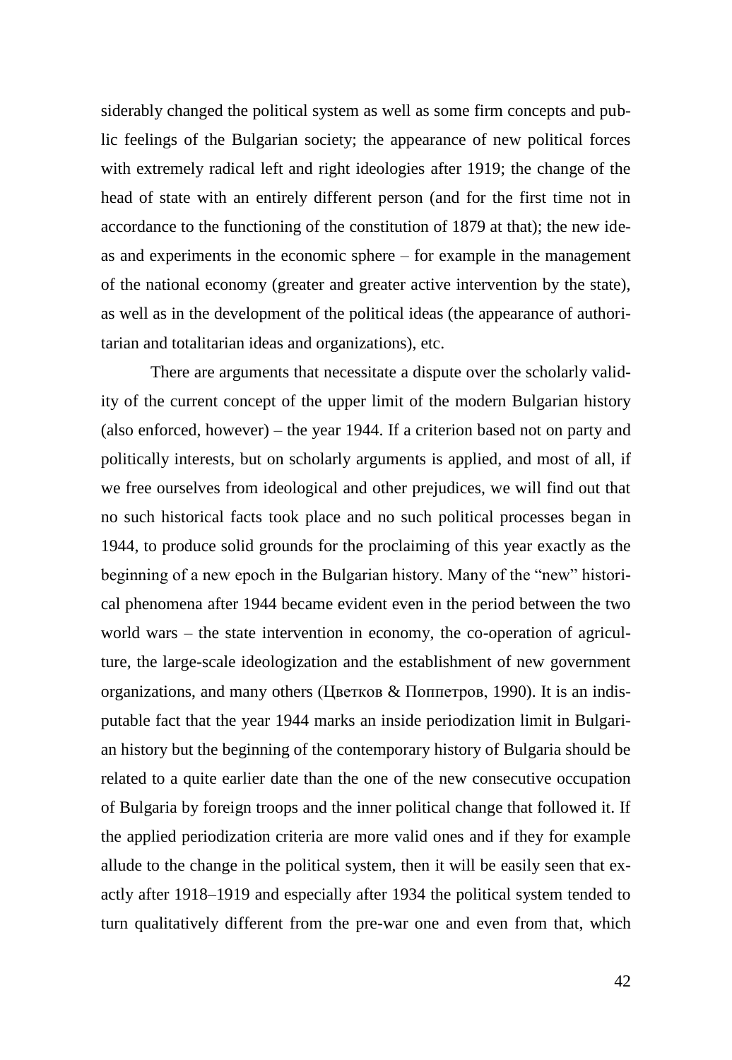siderably changed the political system as well as some firm concepts and public feelings of the Bulgarian society; the appearance of new political forces with extremely radical left and right ideologies after 1919; the change of the head of state with an entirely different person (and for the first time not in accordance to the functioning of the constitution of 1879 at that); the new ideas and experiments in the economic sphere – for example in the management of the national economy (greater and greater active intervention by the state), as well as in the development of the political ideas (the appearance of authoritarian and totalitarian ideas and organizations), etc.

There are arguments that necessitate a dispute over the scholarly validity of the current concept of the upper limit of the modern Bulgarian history (also enforced, however) – the year 1944. If a criterion based not on party and politically interests, but on scholarly arguments is applied, and most of all, if we free ourselves from ideological and other prejudices, we will find out that no such historical facts took place and no such political processes began in 1944, to produce solid grounds for the proclaiming of this year exactly as the beginning of a new epoch in the Bulgarian history. Many of the "new" historical phenomena after 1944 became evident even in the period between the two world wars – the state intervention in economy, the co-operation of agriculture, the large-scale ideologization and the establishment of new government organizations, and many others (Цветков & Поппетров, 1990). It is an indisputable fact that the year 1944 marks an inside periodization limit in Bulgarian history but the beginning of the contemporary history of Bulgaria should be related to a quite earlier date than the one of the new consecutive occupation of Bulgaria by foreign troops and the inner political change that followed it. If the applied periodization criteria are more valid ones and if they for example allude to the change in the political system, then it will be easily seen that exactly after 1918–1919 and especially after 1934 the political system tended to turn qualitatively different from the pre-war one and even from that, which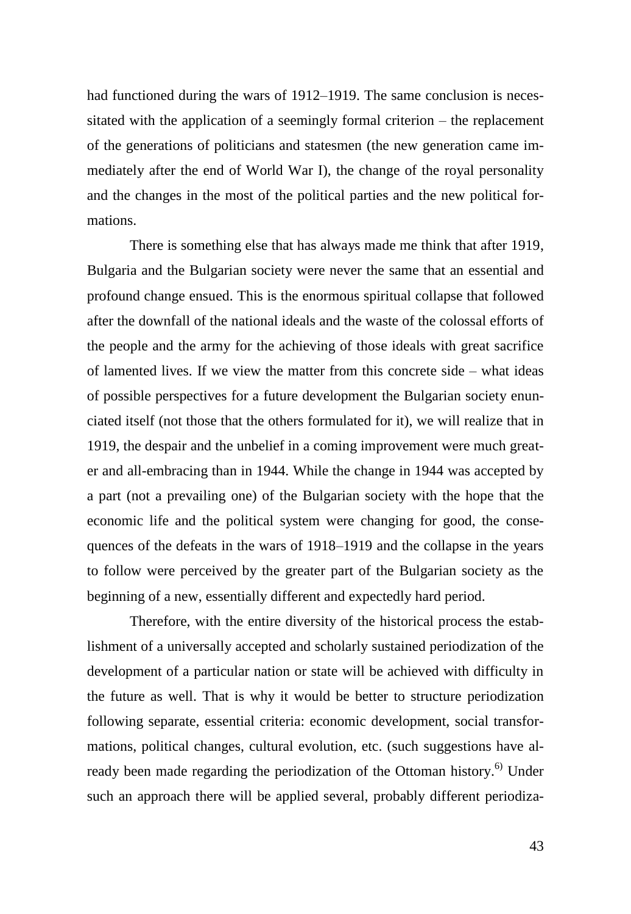had functioned during the wars of 1912–1919. The same conclusion is necessitated with the application of a seemingly formal criterion – the replacement of the generations of politicians and statesmen (the new generation came immediately after the end of World War I), the change of the royal personality and the changes in the most of the political parties and the new political formations.

There is something else that has always made me think that after 1919, Bulgaria and the Bulgarian society were never the same that an essential and profound change ensued. This is the enormous spiritual collapse that followed after the downfall of the national ideals and the waste of the colossal efforts of the people and the army for the achieving of those ideals with great sacrifice of lamented lives. If we view the matter from this concrete side – what ideas of possible perspectives for a future development the Bulgarian society enunciated itself (not those that the others formulated for it), we will realize that in 1919, the despair and the unbelief in a coming improvement were much greater and all-embracing than in 1944. While the change in 1944 was accepted by a part (not a prevailing one) of the Bulgarian society with the hope that the economic life and the political system were changing for good, the consequences of the defeats in the wars of 1918–1919 and the collapse in the years to follow were perceived by the greater part of the Bulgarian society as the beginning of a new, essentially different and expectedly hard period.

Therefore, with the entire diversity of the historical process the establishment of a universally accepted and scholarly sustained periodization of the development of a particular nation or state will be achieved with difficulty in the future as well. That is why it would be better to structure periodization following separate, essential criteria: economic development, social transformations, political changes, cultural evolution, etc. (such suggestions have already been made regarding the periodization of the Ottoman history.[6]) Under such an approach there will be applied several, probably different periodiza-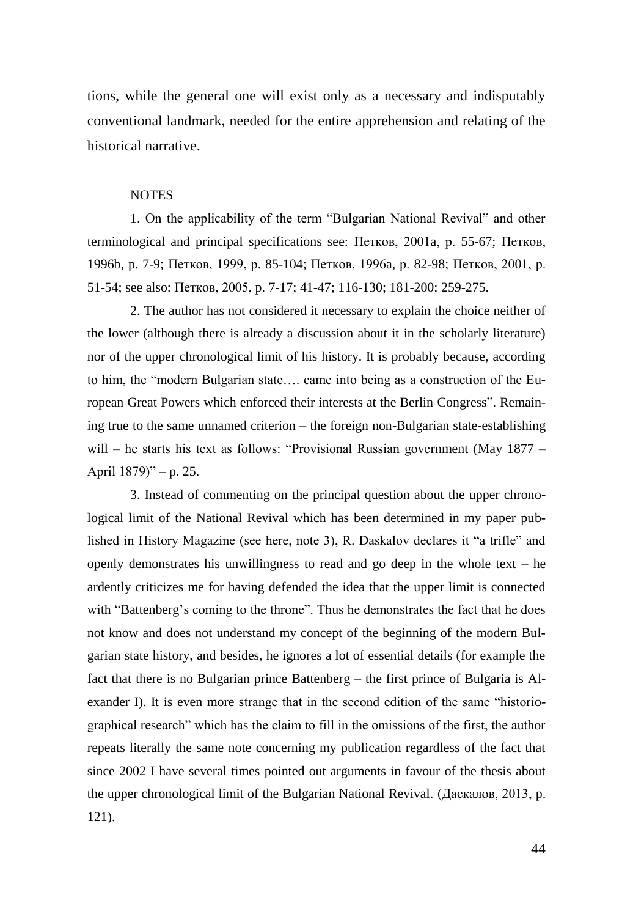tions, while the general one will exist only as a necessary and indisputably conventional landmark, needed for the entire apprehension and relating of the historical narrative.

NOTES

1. On the applicability of the term "Bulgarian National Revival" and other terminological and principal specifications see: Петков, 2001a, p. 55-67; Петков, 1996b, p. 7-9; Петков, 1999, p. 85-104; Петков, 1996a, p. 82-98; Петков, 2001, p. 51-54; see also: Петков, 2005, p. 7-17; 41-47; 116-130; 181-200; 259-275.

2. The author has not considered it necessary to explain the choice neither of the lower (although there is already a discussion about it in the scholarly literature) nor of the upper chronological limit of his history. It is probably because, according to him, the "modern Bulgarian state…. came into being as a construction of the European Great Powers which enforced their interests at the Berlin Congress". Remaining true to the same unnamed criterion – the foreign non-Bulgarian state-establishing will – he starts his text as follows: "Provisional Russian government (May 1877 – April 1879)" – p. 25.

3. Instead of commenting on the principal question about the upper chronological limit of the National Revival which has been determined in my paper published in History Magazine (see here, note 3), R. Daskalov declares it "a trifle" and openly demonstrates his unwillingness to read and go deep in the whole text – he ardently criticizes me for having defended the idea that the upper limit is connected with "Battenberg's coming to the throne". Thus he demonstrates the fact that he does not know and does not understand my concept of the beginning of the modern Bulgarian state history, and besides, he ignores a lot of essential details (for example the fact that there is no Bulgarian prince Battenberg – the first prince of Bulgaria is Alexander I). It is even more strange that in the second edition of the same "historiographical research" which has the claim to fill in the omissions of the first, the author repeats literally the same note concerning my publication regardless of the fact that since 2002 I have several times pointed out arguments in favour of the thesis about the upper chronological limit of the Bulgarian National Revival. (Даскалов, 2013, p. 121).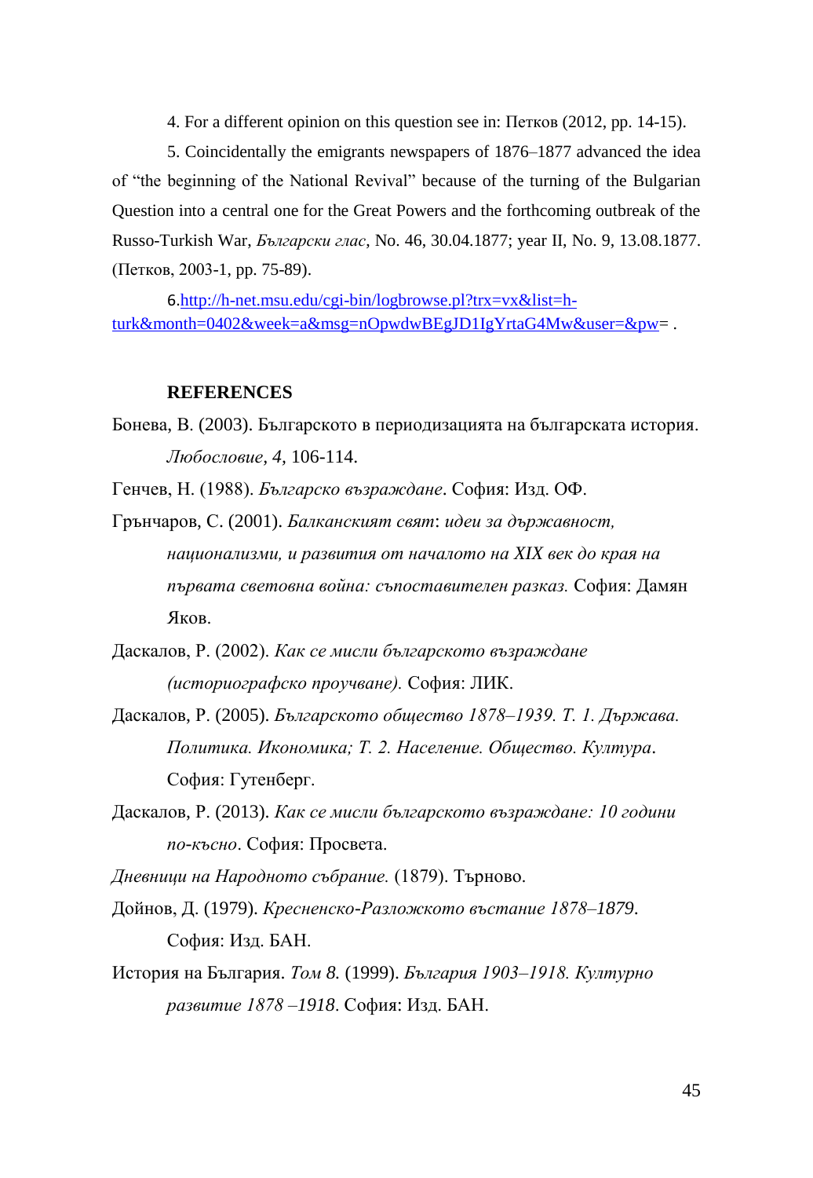4. For a different opinion on this question see in: Петков (2012, pp. 14-15).

5. Coincidentally the emigrants newspapers of 1876–1877 advanced the idea of "the beginning of the National Revival" because of the turning of the Bulgarian Question into a central one for the Great Powers and the forthcoming outbreak of the Russo-Turkish War, *Български глас*, No. 46, 30.04.1877; year II, No. 9, 13.08.1877. (Петков, 2003-1, pp. 75-89).

6.[http://h-net.msu.edu/cgi-bin/logbrowse.pl?trx=vx&list=h-turk&month=0402&week=a&msg=nOpwdwBEgJD1IgYrtaG4Mw&user=&pw](http://h-net.msu.edu/cgi-bin/logbrowse.pl?trx=vx&list=h-turk&month=0402&week=a&msg=nOpwdwBEgJD1IgYrtaG4Mw&user=&pw)= .

**REFERENCES**

Бонева, В. (2003). Българското в периодизацията на българската история. *Любословие*, *4*, 106-114.

Генчев, Н. (1988). *Българско възраждане*. София: Изд. ОФ.

Гърнчаров, С. (2001). *Балканският свят*: *идеи за държавност, национализми, и развития от началото на XIX век до края на първата световна война: съпоставителен разказ.* София: Дамян Яков.

Даскалов, Р. (2002). *Как се мисли българското възраждане (историографско проучване).* София: ЛИК.

Даскалов, Р. (2005). *Българското общество 1878–1939. Т. 1. Държава. Политика. Икономика; Т. 2. Население. Общество. Култура*. София: Гутенберг.

Даскалов, Р. (2013). *Как се мисли българското възраждане: 10 години по-късно*. София: Просвета.

*Дневници на Народното събрание.* (1879). Търново.

Дойнов, Д. (1979). *Кресненско-Разложкото въстание 1878–1879*. София: Изд. БАН.

История на България. *Том 8.* (1999). *България 1903–1918. Културно развитие 1878 –1918*. София: Изд. БАН.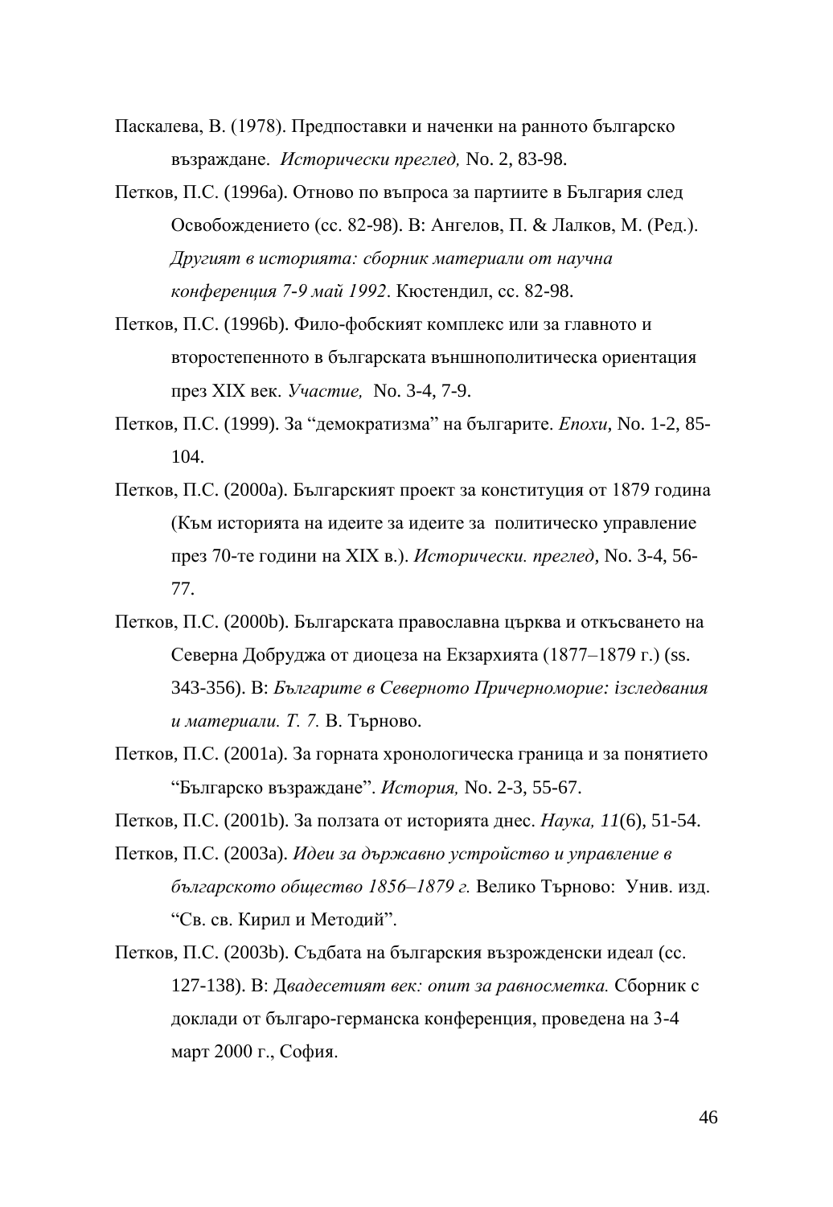Паскалева, В. (1978). Предпоставки и наченки на ранното българско възраждане. *Исторически преглед,* No. 2, 83-98.

Петков, П.С. (1996a). Отново по въпроса за партиите в България след Освобождението (сс. 82-98). В: Ангелов, П. & Лалков, М. (Ред.). *Другият в историята: сборник материали от научна конференция 7-9 май 1992*. Кюстендил, сс. 82-98.

Петков, П.С. (1996b). Фило-фобският комплекс или за главното и второстепенното в българската външнополитическа ориентация през XIX век. *Участие,* No. 3-4, 7-9.

Петков, П.С. (1999). За "демократизма" на българите. *Епохи*, No. 1-2, 85-104.

Петков, П.С. (2000a). Българският проект за конституция от 1879 година (Към историята на идеите за идеите за политическо управление през 70-те години на XIX в.). *Исторически. преглед*, No. 3-4, 56-77.

Петков, П.С. (2000b). Българската православна църква и откъсването на Северна Добруджа от диоцеза на Екзархията (1877–1879 г.) (ss. 343-356). В: *Българите в Северното Причерноморие: ізследвания и материали. Т. 7.* В. Търново.

Петков, П.С. (2001a). За горната хронологическа граница и за понятието "Българско възраждане". *История,* No. 2-3, 55-67.

Петков, П.С. (2001b). За ползата от историята днес. *Наука, 11*(6), 51-54.

Петков, П.С. (2003a). *Идеи за държавно устройство и управление в българското общество 1856–1879 г.* Велико Търново: Унив. изд. "Св. св. Кирил и Методий".

Петков, П.С. (2003b). Съдбата на българския възрожденски идеал (сс. 127-138). В: *Двадесетият век: опит за равносметка.* Сборник с доклади от българо-германска конференция, проведена на 3-4 март 2000 г., София.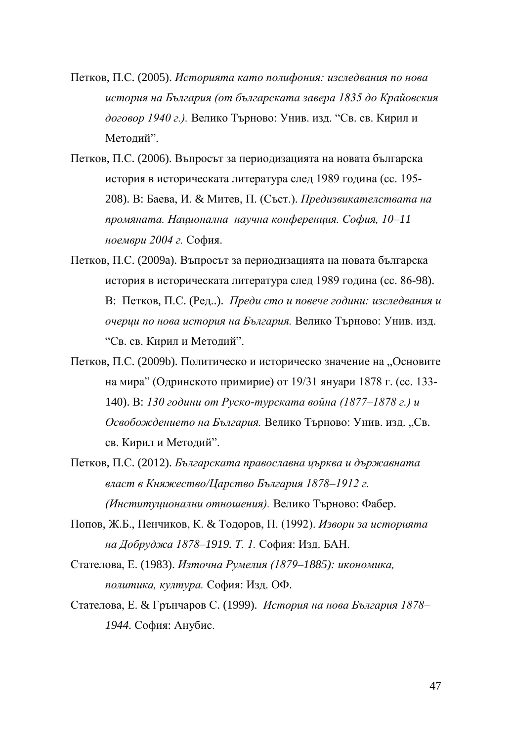Петков, П.С. (2005). *Историята като полифония: изследвания по нова история на България (от българската завера 1835 до Крайовския договор 1940 г.).* Велико Търново: Унив. изд. “Св. св. Кирил и Методий”.

Петков, П.С. (2006). Въпросът за периодизацията на новата българска история в историческата литература след 1989 година (сс. 195-208). В: Баева, И. & Митев, П. (Съст.). *Предизвикателствата на промяната. Национална научна конференция. София, 10–11 ноември 2004 г.* София.

Петков, П.С. (2009a). Въпросът за периодизацията на новата българска история в историческата литература след 1989 година (сс. 86-98). В: Петков, П.С. (Ред..). *Преди сто и повече години: изследвания и очерци по нова история на България.* Велико Търново: Унив. изд. “Св. св. Кирил и Методий”.

Петков, П.С. (2009b). Политическо и историческо значение на „Основите на мира” (Одринското примирие) от 19/31 януари 1878 г. (сс. 133-140). В: *130 години от Руско-турската война (1877–1878 г.) и Освобождението на България.* Велико Търново: Унив. изд. „Св. св. Кирил и Методий”.

Петков, П.С. (2012). *Българската православна църква и държавната власт в Княжество/Царство България 1878–1912 г. (Институционални отношения).* Велико Търново: Фабер.

Попов, Ж.Б., Пенчиков, К. & Тодоров, П. (1992). *Извори за историята на Добруджа 1878–1919. Т. 1.* София: Изд. БАН.

Стателова, Е. (1983). *Източна Румелия (1879–1885): икономика, политика, култура.* София: Изд. ОФ.

Стателова, Е. & Грънчаров С. (1999). *История на нова България 1878–1944.* София: Анубис.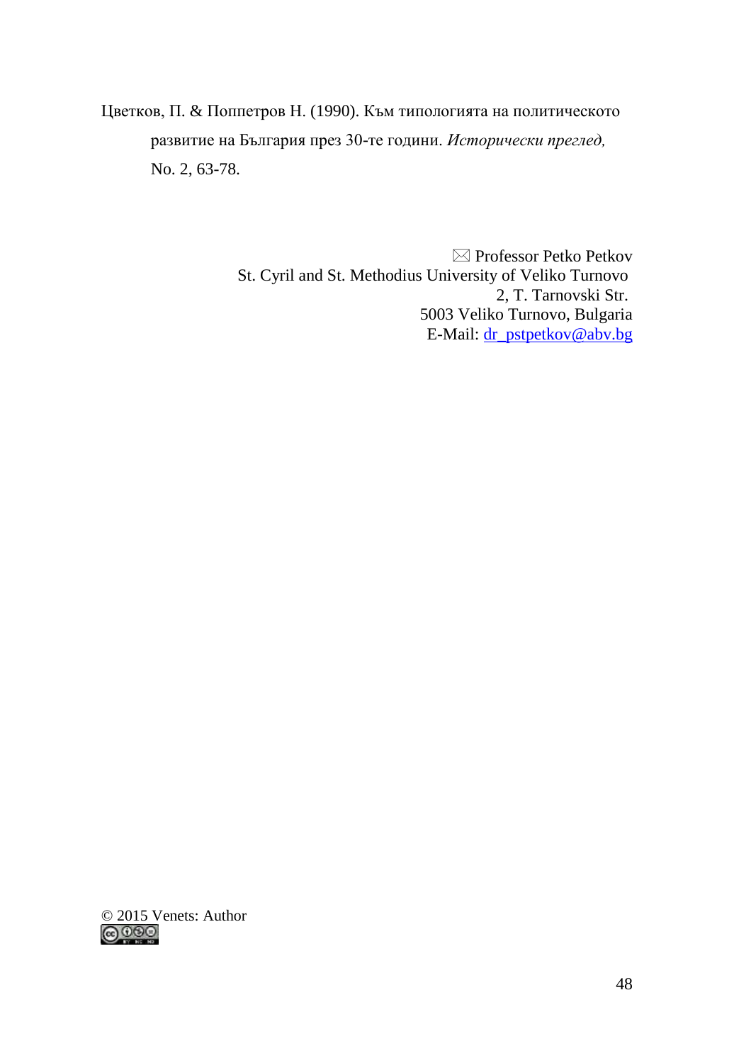Цветков, П. & Поппетров Н. (1990). Към типологията на политическото развитие на България през 30-те години. *Исторически преглед,* No. 2, 63-78.

✉ Professor Petko Petkov
St. Cyril and St. Methodius University of Veliko Turnovo
2, T. Tarnovski Str.
5003 Veliko Turnovo, Bulgaria
E-Mail: dr_pstpetkov@abv.bg

© 2015 Venets: Author